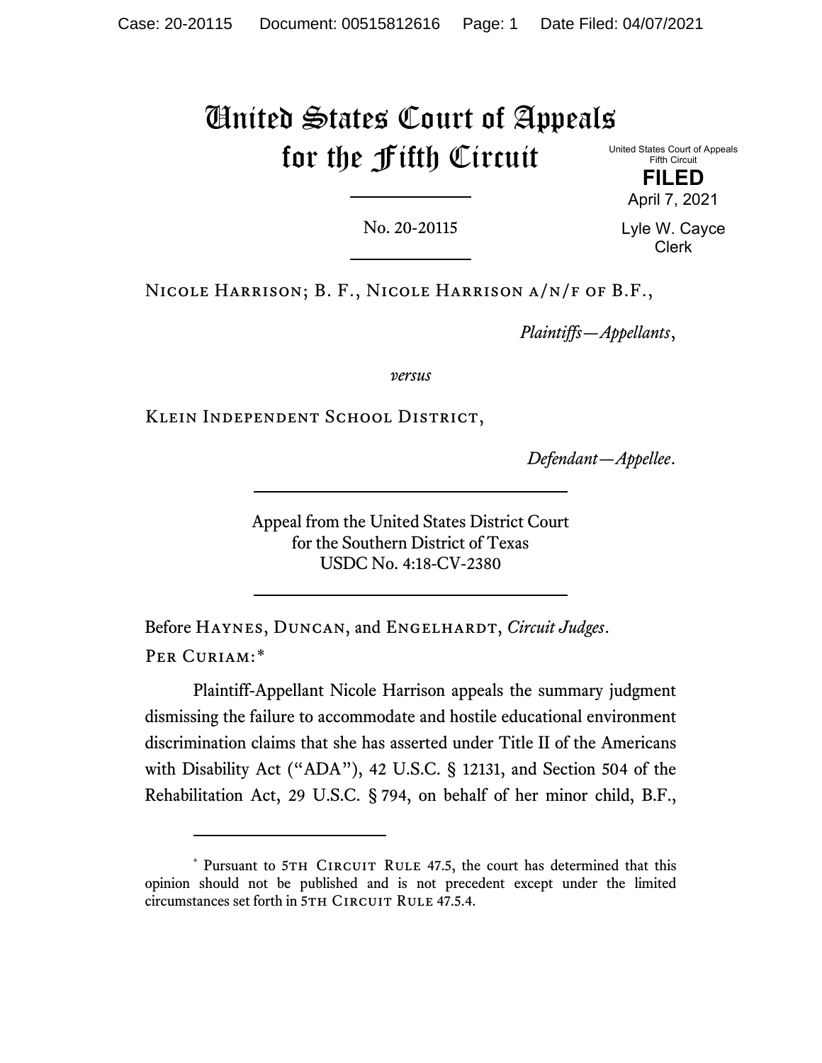# United States Court of Appeals for the Fifth Circuit

United States Court of Appeals
Fifth Circuit

**FILED**

April 7, 2021

Lyle W. Cayce
Clerk

No. 20-20115

Nicole Harrison; B. F., Nicole Harrison a/n/f of B.F.,

*Plaintiffs—Appellants*,

*versus*

Klein Independent School District,

*Defendant—Appellee*.

Appeal from the United States District Court
for the Southern District of Texas
USDC No. 4:18-CV-2380

Before Haynes, Duncan, and Engelhardt, *Circuit Judges*.

Per Curiam:*

Plaintiff-Appellant Nicole Harrison appeals the summary judgment dismissing the failure to accommodate and hostile educational environment discrimination claims that she has asserted under Title II of the Americans with Disability Act ("ADA"), 42 U.S.C. § 12131, and Section 504 of the Rehabilitation Act, 29 U.S.C. § 794, on behalf of her minor child, B.F.,

---

* Pursuant to 5th Circuit Rule 47.5, the court has determined that this opinion should not be published and is not precedent except under the limited circumstances set forth in 5th Circuit Rule 47.5.4.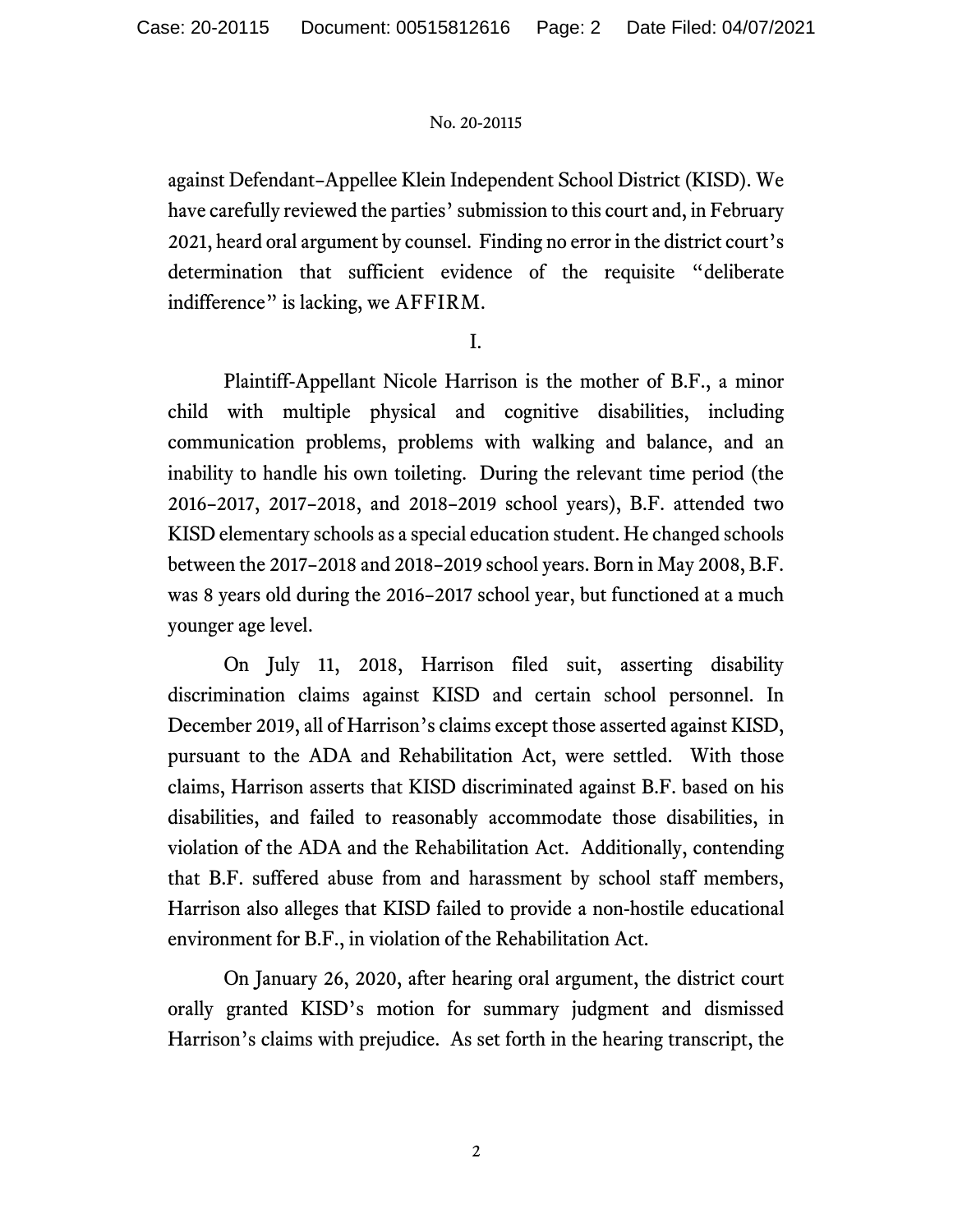against Defendant–Appellee Klein Independent School District (KISD). We have carefully reviewed the parties' submission to this court and, in February 2021, heard oral argument by counsel. Finding no error in the district court's determination that sufficient evidence of the requisite "deliberate indifference" is lacking, we AFFIRM.

I.

Plaintiff-Appellant Nicole Harrison is the mother of B.F., a minor child with multiple physical and cognitive disabilities, including communication problems, problems with walking and balance, and an inability to handle his own toileting. During the relevant time period (the 2016–2017, 2017–2018, and 2018–2019 school years), B.F. attended two KISD elementary schools as a special education student. He changed schools between the 2017–2018 and 2018–2019 school years. Born in May 2008, B.F. was 8 years old during the 2016–2017 school year, but functioned at a much younger age level.

On July 11, 2018, Harrison filed suit, asserting disability discrimination claims against KISD and certain school personnel. In December 2019, all of Harrison's claims except those asserted against KISD, pursuant to the ADA and Rehabilitation Act, were settled. With those claims, Harrison asserts that KISD discriminated against B.F. based on his disabilities, and failed to reasonably accommodate those disabilities, in violation of the ADA and the Rehabilitation Act. Additionally, contending that B.F. suffered abuse from and harassment by school staff members, Harrison also alleges that KISD failed to provide a non-hostile educational environment for B.F., in violation of the Rehabilitation Act.

On January 26, 2020, after hearing oral argument, the district court orally granted KISD's motion for summary judgment and dismissed Harrison's claims with prejudice. As set forth in the hearing transcript, the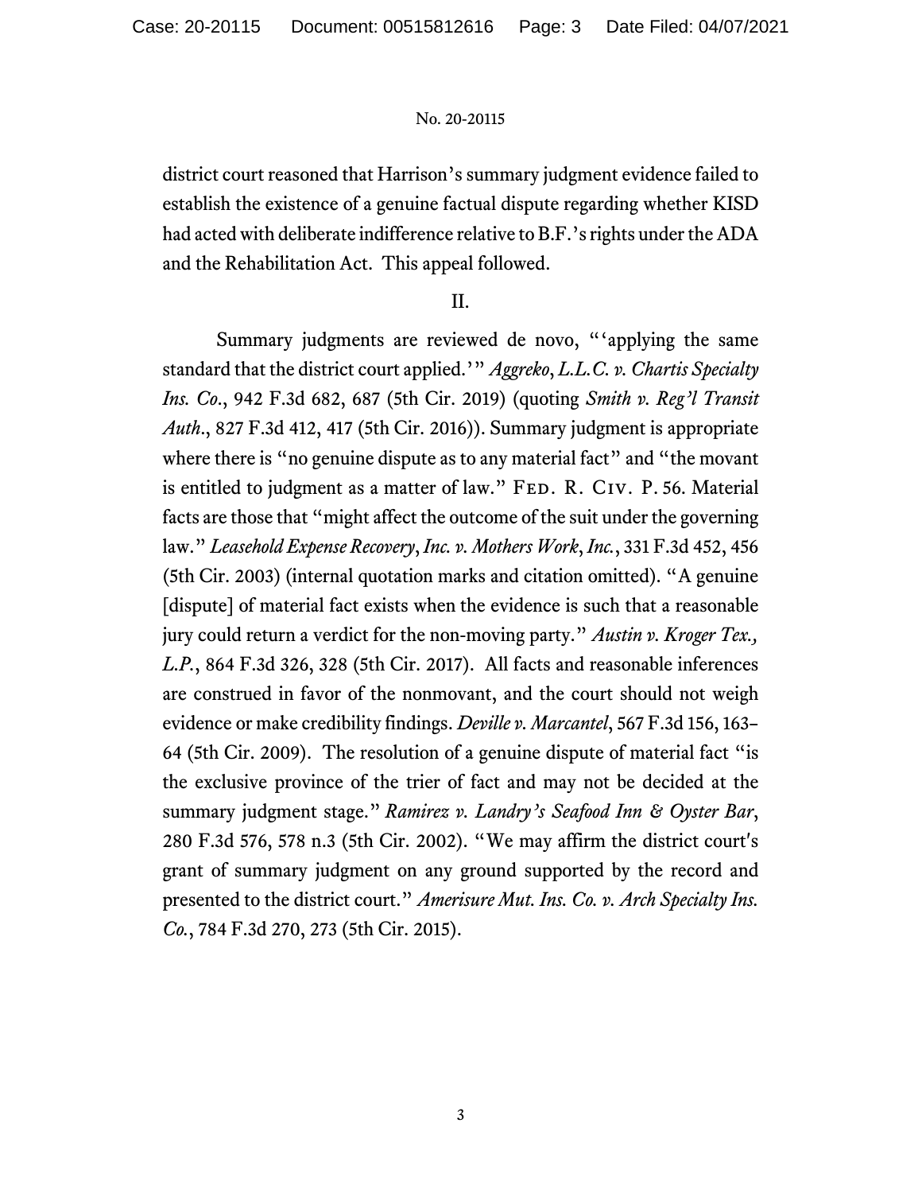district court reasoned that Harrison's summary judgment evidence failed to establish the existence of a genuine factual dispute regarding whether KISD had acted with deliberate indifference relative to B.F.'s rights under the ADA and the Rehabilitation Act. This appeal followed.

## II.

Summary judgments are reviewed de novo, "'applying the same standard that the district court applied.'" *Aggreko*, *L.L.C. v. Chartis Specialty Ins. Co*., 942 F.3d 682, 687 (5th Cir. 2019) (quoting *Smith v. Reg'l Transit Auth*., 827 F.3d 412, 417 (5th Cir. 2016)). Summary judgment is appropriate where there is "no genuine dispute as to any material fact" and "the movant is entitled to judgment as a matter of law." FED. R. CIV. P. 56. Material facts are those that "might affect the outcome of the suit under the governing law." *Leasehold Expense Recovery*, *Inc. v. Mothers Work*, *Inc.*, 331 F.3d 452, 456 (5th Cir. 2003) (internal quotation marks and citation omitted). "A genuine [dispute] of material fact exists when the evidence is such that a reasonable jury could return a verdict for the non-moving party." *Austin v. Kroger Tex., L.P.*, 864 F.3d 326, 328 (5th Cir. 2017). All facts and reasonable inferences are construed in favor of the nonmovant, and the court should not weigh evidence or make credibility findings. *Deville v. Marcantel*, 567 F.3d 156, 163–64 (5th Cir. 2009). The resolution of a genuine dispute of material fact "is the exclusive province of the trier of fact and may not be decided at the summary judgment stage." *Ramirez v. Landry's Seafood Inn & Oyster Bar*, 280 F.3d 576, 578 n.3 (5th Cir. 2002). "We may affirm the district court's grant of summary judgment on any ground supported by the record and presented to the district court." *Amerisure Mut. Ins. Co. v. Arch Specialty Ins. Co.*, 784 F.3d 270, 273 (5th Cir. 2015).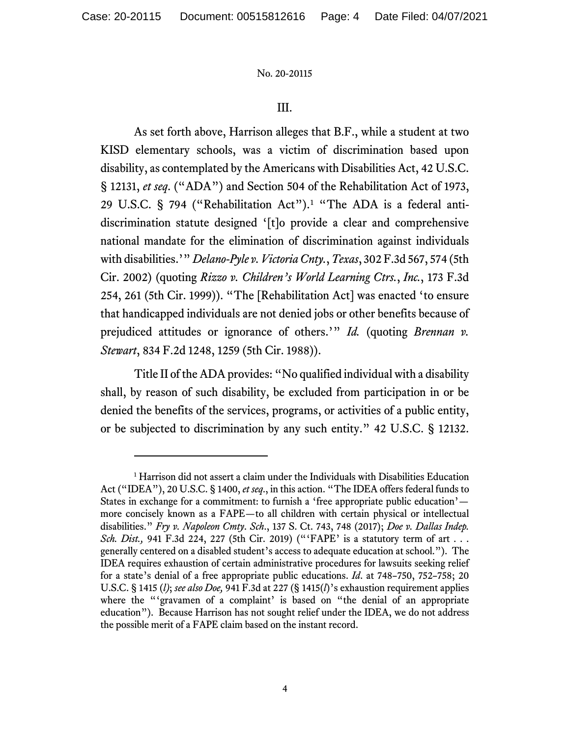III.

As set forth above, Harrison alleges that B.F., while a student at two KISD elementary schools, was a victim of discrimination based upon disability, as contemplated by the Americans with Disabilities Act, 42 U.S.C. § 12131, *et seq*. ("ADA") and Section 504 of the Rehabilitation Act of 1973, 29 U.S.C. § 794 ("Rehabilitation Act").[1] "The ADA is a federal anti-discrimination statute designed '[t]o provide a clear and comprehensive national mandate for the elimination of discrimination against individuals with disabilities.'" *Delano-Pyle v. Victoria Cnty., Texas*, 302 F.3d 567, 574 (5th Cir. 2002) (quoting *Rizzo v. Children's World Learning Ctrs., Inc.*, 173 F.3d 254, 261 (5th Cir. 1999)). "The [Rehabilitation Act] was enacted 'to ensure that handicapped individuals are not denied jobs or other benefits because of prejudiced attitudes or ignorance of others.'" *Id.* (quoting *Brennan v. Stewart*, 834 F.2d 1248, 1259 (5th Cir. 1988)).

Title II of the ADA provides: "No qualified individual with a disability shall, by reason of such disability, be excluded from participation in or be denied the benefits of the services, programs, or activities of a public entity, or be subjected to discrimination by any such entity." 42 U.S.C. § 12132.

---

[1] Harrison did not assert a claim under the Individuals with Disabilities Education Act ("IDEA"), 20 U.S.C. § 1400, *et seq*., in this action. "The IDEA offers federal funds to States in exchange for a commitment: to furnish a 'free appropriate public education'—more concisely known as a FAPE—to all children with certain physical or intellectual disabilities." *Fry v. Napoleon Cmty. Sch.*, 137 S. Ct. 743, 748 (2017); *Doe v. Dallas Indep. Sch. Dist.,* 941 F.3d 224, 227 (5th Cir. 2019) ("'FAPE' is a statutory term of art . . . generally centered on a disabled student's access to adequate education at school."). The IDEA requires exhaustion of certain administrative procedures for lawsuits seeking relief for a state's denial of a free appropriate public educations. *Id*. at 748–750, 752–758; 20 U.S.C. § 1415 (*l*); *see also Doe,* 941 F.3d at 227 (§ 1415(*l*)'s exhaustion requirement applies where the "'gravamen of a complaint' is based on "the denial of an appropriate education"). Because Harrison has not sought relief under the IDEA, we do not address the possible merit of a FAPE claim based on the instant record.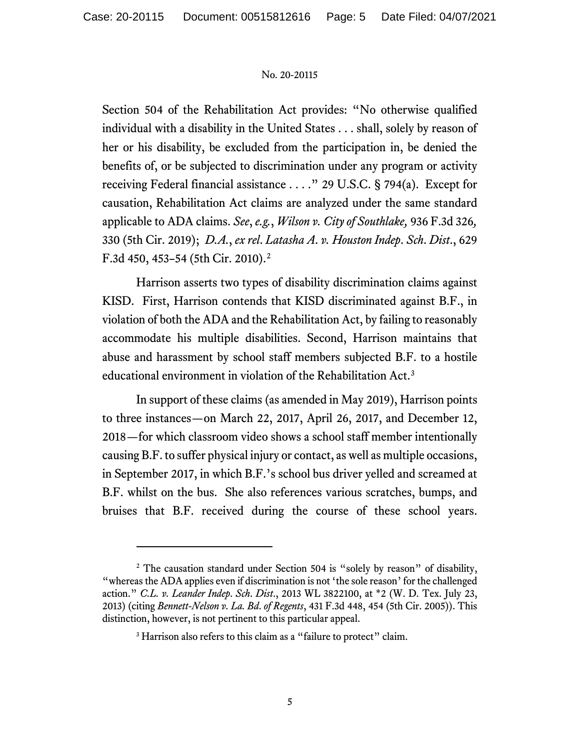Section 504 of the Rehabilitation Act provides: "No otherwise qualified individual with a disability in the United States . . . shall, solely by reason of her or his disability, be excluded from the participation in, be denied the benefits of, or be subjected to discrimination under any program or activity receiving Federal financial assistance . . . ." 29 U.S.C. § 794(a). Except for causation, Rehabilitation Act claims are analyzed under the same standard applicable to ADA claims. *See*, *e.g.*, *Wilson v. City of Southlake,* 936 F.3d 326, 330 (5th Cir. 2019); *D.A.*, *ex rel. Latasha A. v. Houston Indep. Sch. Dist.*, 629 F.3d 450, 453–54 (5th Cir. 2010).[2]

Harrison asserts two types of disability discrimination claims against KISD. First, Harrison contends that KISD discriminated against B.F., in violation of both the ADA and the Rehabilitation Act, by failing to reasonably accommodate his multiple disabilities. Second, Harrison maintains that abuse and harassment by school staff members subjected B.F. to a hostile educational environment in violation of the Rehabilitation Act.[3]

In support of these claims (as amended in May 2019), Harrison points to three instances—on March 22, 2017, April 26, 2017, and December 12, 2018—for which classroom video shows a school staff member intentionally causing B.F. to suffer physical injury or contact, as well as multiple occasions, in September 2017, in which B.F.'s school bus driver yelled and screamed at B.F. whilst on the bus. She also references various scratches, bumps, and bruises that B.F. received during the course of these school years.

---

[2] The causation standard under Section 504 is "solely by reason" of disability, "whereas the ADA applies even if discrimination is not 'the sole reason' for the challenged action." *C.L. v. Leander Indep. Sch. Dist.*, 2013 WL 3822100, at *2 (W. D. Tex. July 23, 2013) (citing *Bennett-Nelson v. La. Bd. of Regents*, 431 F.3d 448, 454 (5th Cir. 2005)). This distinction, however, is not pertinent to this particular appeal.

[3] Harrison also refers to this claim as a "failure to protect" claim.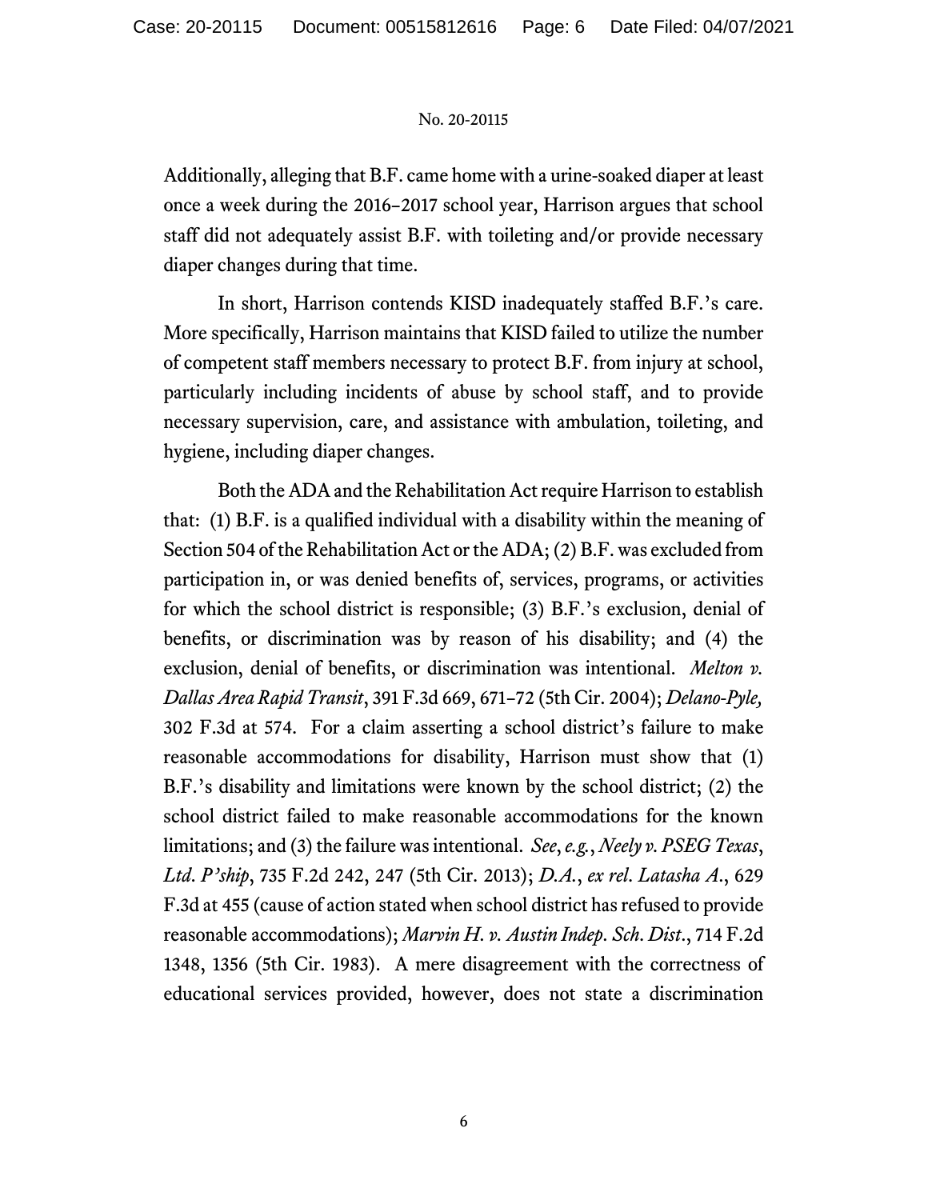Additionally, alleging that B.F. came home with a urine-soaked diaper at least once a week during the 2016–2017 school year, Harrison argues that school staff did not adequately assist B.F. with toileting and/or provide necessary diaper changes during that time.

In short, Harrison contends KISD inadequately staffed B.F.'s care. More specifically, Harrison maintains that KISD failed to utilize the number of competent staff members necessary to protect B.F. from injury at school, particularly including incidents of abuse by school staff, and to provide necessary supervision, care, and assistance with ambulation, toileting, and hygiene, including diaper changes.

Both the ADA and the Rehabilitation Act require Harrison to establish that: (1) B.F. is a qualified individual with a disability within the meaning of Section 504 of the Rehabilitation Act or the ADA; (2) B.F. was excluded from participation in, or was denied benefits of, services, programs, or activities for which the school district is responsible; (3) B.F.'s exclusion, denial of benefits, or discrimination was by reason of his disability; and (4) the exclusion, denial of benefits, or discrimination was intentional. *Melton v. Dallas Area Rapid Transit*, 391 F.3d 669, 671–72 (5th Cir. 2004); *Delano-Pyle,* 302 F.3d at 574. For a claim asserting a school district's failure to make reasonable accommodations for disability, Harrison must show that (1) B.F.'s disability and limitations were known by the school district; (2) the school district failed to make reasonable accommodations for the known limitations; and (3) the failure was intentional. *See*, *e.g.*, *Neely v. PSEG Texas*, *Ltd. P'ship*, 735 F.2d 242, 247 (5th Cir. 2013); *D.A.*, *ex rel. Latasha A.*, 629 F.3d at 455 (cause of action stated when school district has refused to provide reasonable accommodations); *Marvin H. v. Austin Indep. Sch. Dist.*, 714 F.2d 1348, 1356 (5th Cir. 1983). A mere disagreement with the correctness of educational services provided, however, does not state a discrimination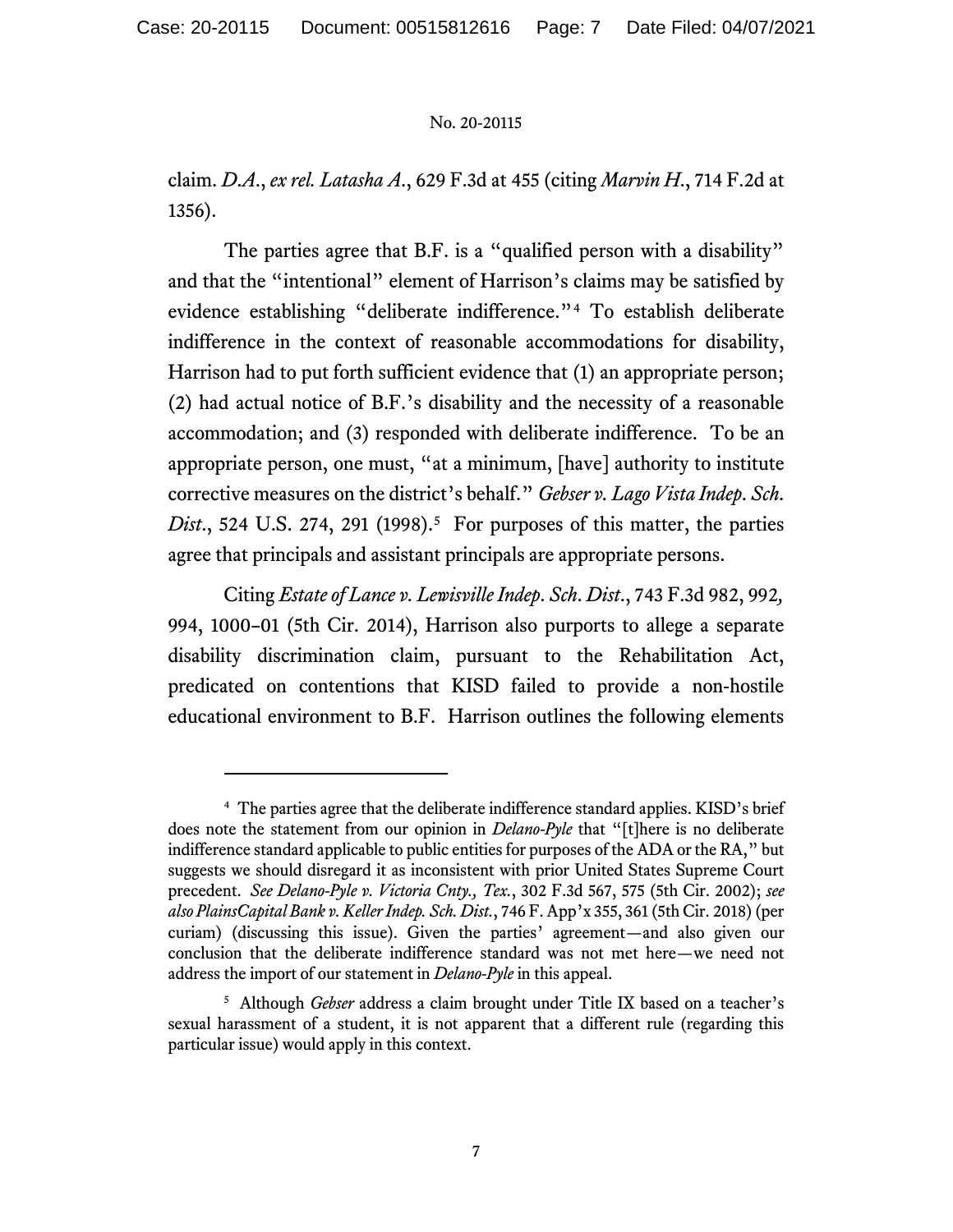claim. *D.A.*, *ex rel. Latasha A.*, 629 F.3d at 455 (citing *Marvin H.*, 714 F.2d at 1356).

The parties agree that B.F. is a "qualified person with a disability" and that the "intentional" element of Harrison's claims may be satisfied by evidence establishing "deliberate indifference."[4] To establish deliberate indifference in the context of reasonable accommodations for disability, Harrison had to put forth sufficient evidence that (1) an appropriate person; (2) had actual notice of B.F.'s disability and the necessity of a reasonable accommodation; and (3) responded with deliberate indifference. To be an appropriate person, one must, "at a minimum, [have] authority to institute corrective measures on the district's behalf." *Gebser v. Lago Vista Indep. Sch. Dist.*, 524 U.S. 274, 291 (1998).[5] For purposes of this matter, the parties agree that principals and assistant principals are appropriate persons.

Citing *Estate of Lance v. Lewisville Indep. Sch. Dist.*, 743 F.3d 982, 992, 994, 1000–01 (5th Cir. 2014), Harrison also purports to allege a separate disability discrimination claim, pursuant to the Rehabilitation Act, predicated on contentions that KISD failed to provide a non-hostile educational environment to B.F. Harrison outlines the following elements

---

[4] The parties agree that the deliberate indifference standard applies. KISD's brief does note the statement from our opinion in *Delano-Pyle* that "[t]here is no deliberate indifference standard applicable to public entities for purposes of the ADA or the RA," but suggests we should disregard it as inconsistent with prior United States Supreme Court precedent. *See Delano-Pyle v. Victoria Cnty., Tex.*, 302 F.3d 567, 575 (5th Cir. 2002); *see also PlainsCapital Bank v. Keller Indep. Sch. Dist.*, 746 F. App'x 355, 361 (5th Cir. 2018) (per curiam) (discussing this issue). Given the parties' agreement—and also given our conclusion that the deliberate indifference standard was not met here—we need not address the import of our statement in *Delano-Pyle* in this appeal.

[5] Although *Gebser* address a claim brought under Title IX based on a teacher's sexual harassment of a student, it is not apparent that a different rule (regarding this particular issue) would apply in this context.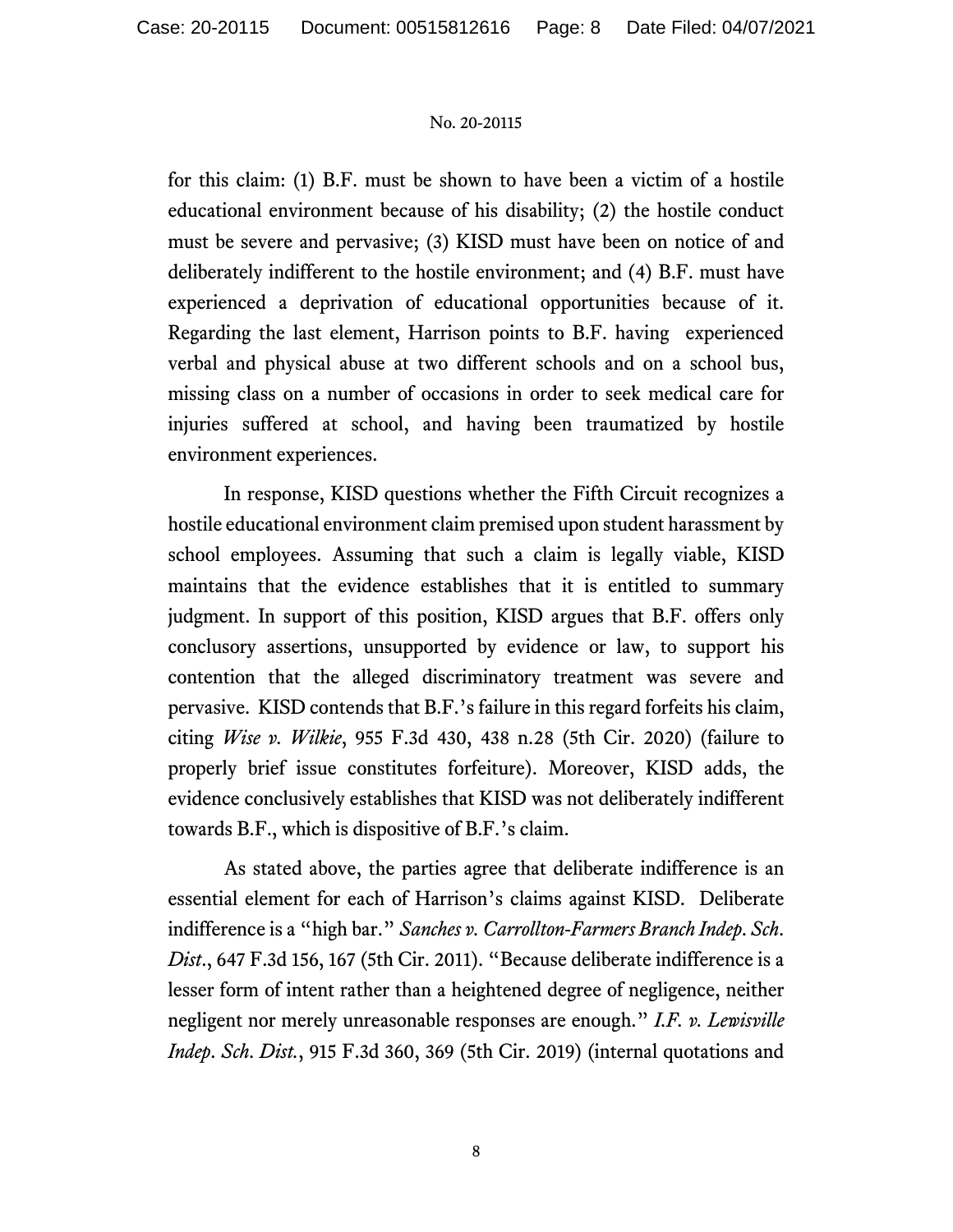for this claim: (1) B.F. must be shown to have been a victim of a hostile educational environment because of his disability; (2) the hostile conduct must be severe and pervasive; (3) KISD must have been on notice of and deliberately indifferent to the hostile environment; and (4) B.F. must have experienced a deprivation of educational opportunities because of it. Regarding the last element, Harrison points to B.F. having experienced verbal and physical abuse at two different schools and on a school bus, missing class on a number of occasions in order to seek medical care for injuries suffered at school, and having been traumatized by hostile environment experiences.

In response, KISD questions whether the Fifth Circuit recognizes a hostile educational environment claim premised upon student harassment by school employees. Assuming that such a claim is legally viable, KISD maintains that the evidence establishes that it is entitled to summary judgment. In support of this position, KISD argues that B.F. offers only conclusory assertions, unsupported by evidence or law, to support his contention that the alleged discriminatory treatment was severe and pervasive. KISD contends that B.F.'s failure in this regard forfeits his claim, citing *Wise v. Wilkie*, 955 F.3d 430, 438 n.28 (5th Cir. 2020) (failure to properly brief issue constitutes forfeiture). Moreover, KISD adds, the evidence conclusively establishes that KISD was not deliberately indifferent towards B.F., which is dispositive of B.F.'s claim.

As stated above, the parties agree that deliberate indifference is an essential element for each of Harrison's claims against KISD. Deliberate indifference is a "high bar." *Sanches v. Carrollton-Farmers Branch Indep. Sch. Dist.*, 647 F.3d 156, 167 (5th Cir. 2011). "Because deliberate indifference is a lesser form of intent rather than a heightened degree of negligence, neither negligent nor merely unreasonable responses are enough." *I.F. v. Lewisville Indep. Sch. Dist.*, 915 F.3d 360, 369 (5th Cir. 2019) (internal quotations and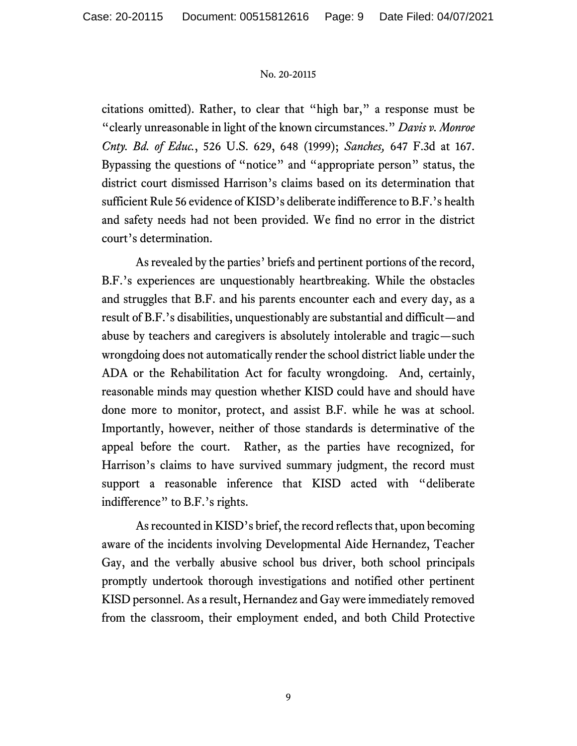citations omitted). Rather, to clear that "high bar," a response must be "clearly unreasonable in light of the known circumstances." *Davis v. Monroe Cnty. Bd. of Educ.*, 526 U.S. 629, 648 (1999); *Sanches,* 647 F.3d at 167. Bypassing the questions of "notice" and "appropriate person" status, the district court dismissed Harrison's claims based on its determination that sufficient Rule 56 evidence of KISD's deliberate indifference to B.F.'s health and safety needs had not been provided. We find no error in the district court's determination.

As revealed by the parties' briefs and pertinent portions of the record, B.F.'s experiences are unquestionably heartbreaking. While the obstacles and struggles that B.F. and his parents encounter each and every day, as a result of B.F.'s disabilities, unquestionably are substantial and difficult—and abuse by teachers and caregivers is absolutely intolerable and tragic—such wrongdoing does not automatically render the school district liable under the ADA or the Rehabilitation Act for faculty wrongdoing. And, certainly, reasonable minds may question whether KISD could have and should have done more to monitor, protect, and assist B.F. while he was at school. Importantly, however, neither of those standards is determinative of the appeal before the court. Rather, as the parties have recognized, for Harrison's claims to have survived summary judgment, the record must support a reasonable inference that KISD acted with "deliberate indifference" to B.F.'s rights.

As recounted in KISD's brief, the record reflects that, upon becoming aware of the incidents involving Developmental Aide Hernandez, Teacher Gay, and the verbally abusive school bus driver, both school principals promptly undertook thorough investigations and notified other pertinent KISD personnel. As a result, Hernandez and Gay were immediately removed from the classroom, their employment ended, and both Child Protective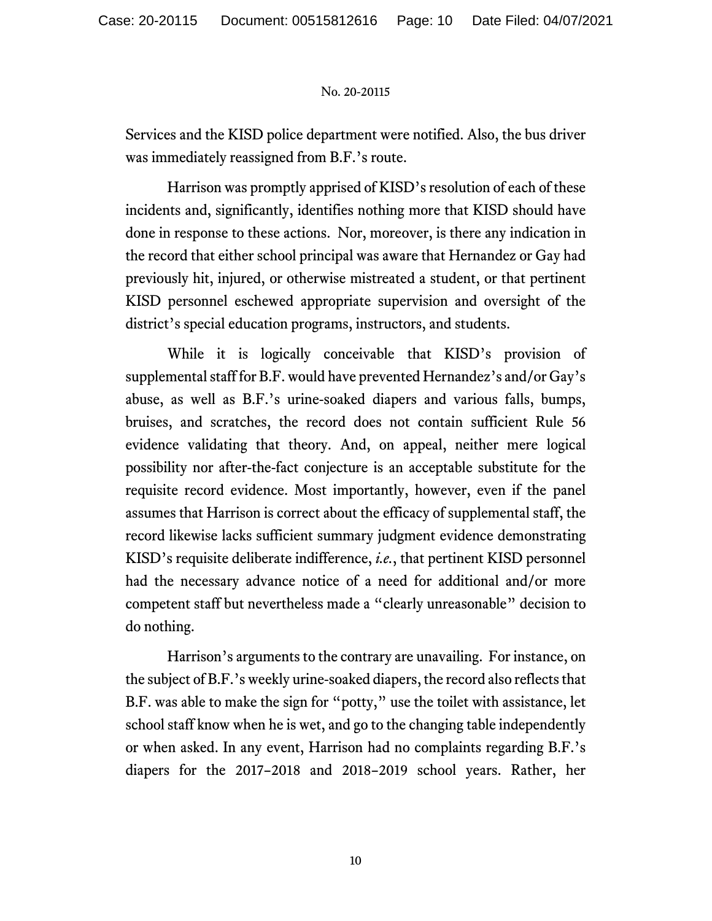Services and the KISD police department were notified. Also, the bus driver was immediately reassigned from B.F.'s route.

Harrison was promptly apprised of KISD's resolution of each of these incidents and, significantly, identifies nothing more that KISD should have done in response to these actions. Nor, moreover, is there any indication in the record that either school principal was aware that Hernandez or Gay had previously hit, injured, or otherwise mistreated a student, or that pertinent KISD personnel eschewed appropriate supervision and oversight of the district's special education programs, instructors, and students.

While it is logically conceivable that KISD's provision of supplemental staff for B.F. would have prevented Hernandez's and/or Gay's abuse, as well as B.F.'s urine-soaked diapers and various falls, bumps, bruises, and scratches, the record does not contain sufficient Rule 56 evidence validating that theory. And, on appeal, neither mere logical possibility nor after-the-fact conjecture is an acceptable substitute for the requisite record evidence. Most importantly, however, even if the panel assumes that Harrison is correct about the efficacy of supplemental staff, the record likewise lacks sufficient summary judgment evidence demonstrating KISD's requisite deliberate indifference, *i.e.*, that pertinent KISD personnel had the necessary advance notice of a need for additional and/or more competent staff but nevertheless made a "clearly unreasonable" decision to do nothing.

Harrison's arguments to the contrary are unavailing. For instance, on the subject of B.F.'s weekly urine-soaked diapers, the record also reflects that B.F. was able to make the sign for "potty," use the toilet with assistance, let school staff know when he is wet, and go to the changing table independently or when asked. In any event, Harrison had no complaints regarding B.F.'s diapers for the 2017–2018 and 2018–2019 school years. Rather, her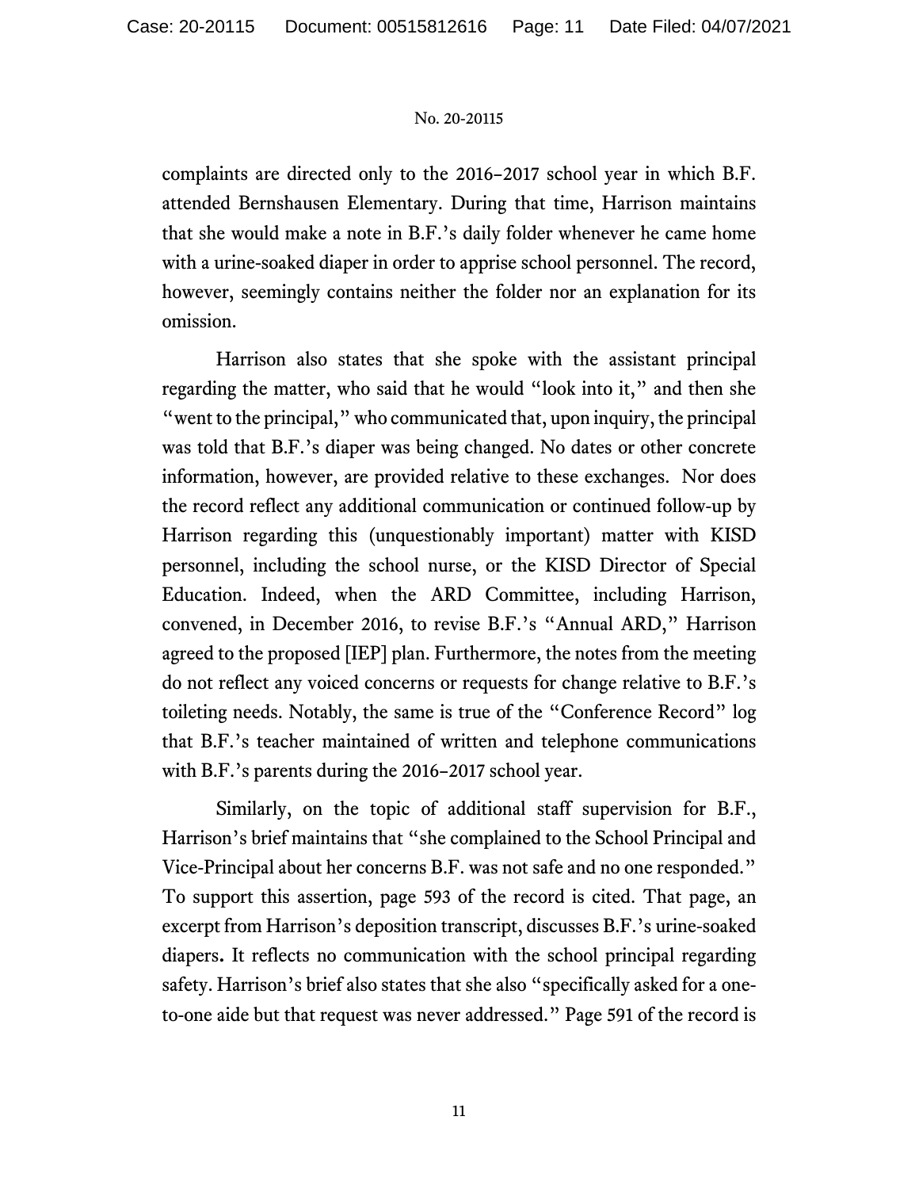complaints are directed only to the 2016–2017 school year in which B.F. attended Bernshausen Elementary. During that time, Harrison maintains that she would make a note in B.F.'s daily folder whenever he came home with a urine-soaked diaper in order to apprise school personnel. The record, however, seemingly contains neither the folder nor an explanation for its omission.

Harrison also states that she spoke with the assistant principal regarding the matter, who said that he would "look into it," and then she "went to the principal," who communicated that, upon inquiry, the principal was told that B.F.'s diaper was being changed. No dates or other concrete information, however, are provided relative to these exchanges. Nor does the record reflect any additional communication or continued follow-up by Harrison regarding this (unquestionably important) matter with KISD personnel, including the school nurse, or the KISD Director of Special Education. Indeed, when the ARD Committee, including Harrison, convened, in December 2016, to revise B.F.'s "Annual ARD," Harrison agreed to the proposed [IEP] plan. Furthermore, the notes from the meeting do not reflect any voiced concerns or requests for change relative to B.F.'s toileting needs. Notably, the same is true of the "Conference Record" log that B.F.'s teacher maintained of written and telephone communications with B.F.'s parents during the 2016–2017 school year.

Similarly, on the topic of additional staff supervision for B.F., Harrison's brief maintains that "she complained to the School Principal and Vice-Principal about her concerns B.F. was not safe and no one responded." To support this assertion, page 593 of the record is cited. That page, an excerpt from Harrison's deposition transcript, discusses B.F.'s urine-soaked diapers**.** It reflects no communication with the school principal regarding safety. Harrison's brief also states that she also "specifically asked for a one-to-one aide but that request was never addressed." Page 591 of the record is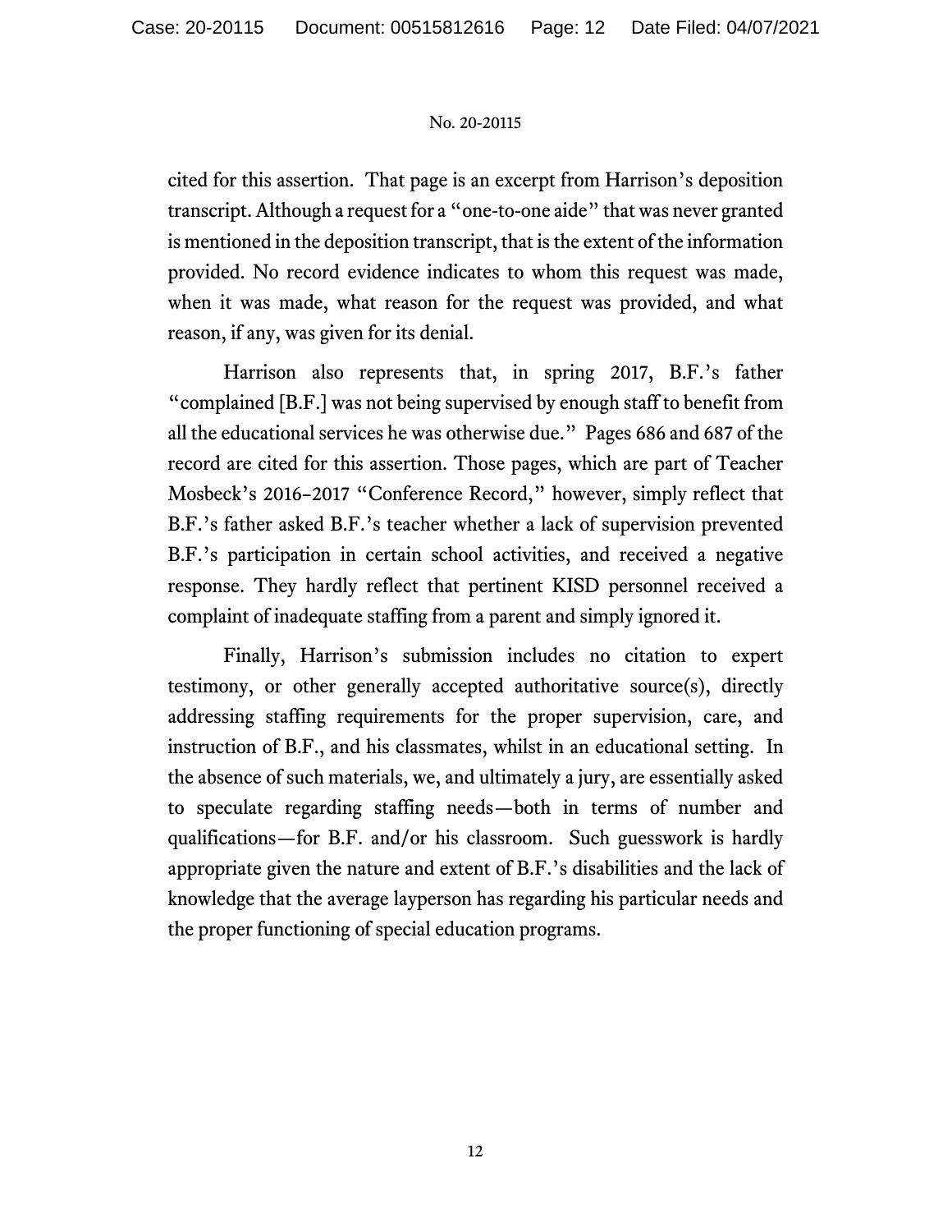cited for this assertion. That page is an excerpt from Harrison's deposition transcript. Although a request for a "one-to-one aide" that was never granted is mentioned in the deposition transcript, that is the extent of the information provided. No record evidence indicates to whom this request was made, when it was made, what reason for the request was provided, and what reason, if any, was given for its denial.

Harrison also represents that, in spring 2017, B.F.'s father "complained [B.F.] was not being supervised by enough staff to benefit from all the educational services he was otherwise due." Pages 686 and 687 of the record are cited for this assertion. Those pages, which are part of Teacher Mosbeck's 2016–2017 "Conference Record," however, simply reflect that B.F.'s father asked B.F.'s teacher whether a lack of supervision prevented B.F.'s participation in certain school activities, and received a negative response. They hardly reflect that pertinent KISD personnel received a complaint of inadequate staffing from a parent and simply ignored it.

Finally, Harrison's submission includes no citation to expert testimony, or other generally accepted authoritative source(s), directly addressing staffing requirements for the proper supervision, care, and instruction of B.F., and his classmates, whilst in an educational setting. In the absence of such materials, we, and ultimately a jury, are essentially asked to speculate regarding staffing needs—both in terms of number and qualifications—for B.F. and/or his classroom. Such guesswork is hardly appropriate given the nature and extent of B.F.'s disabilities and the lack of knowledge that the average layperson has regarding his particular needs and the proper functioning of special education programs.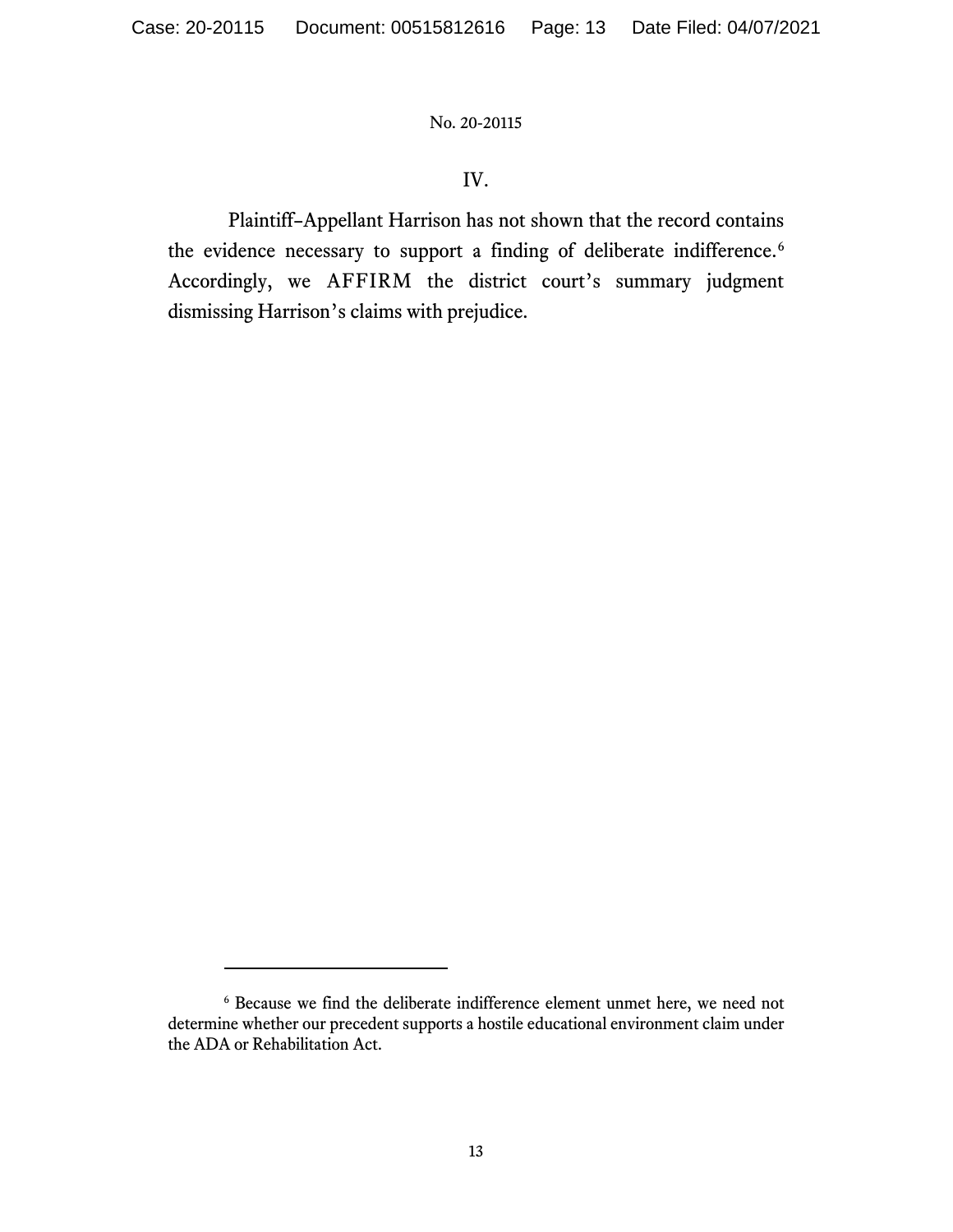## IV.

Plaintiff–Appellant Harrison has not shown that the record contains the evidence necessary to support a finding of deliberate indifference.[6] Accordingly, we AFFIRM the district court's summary judgment dismissing Harrison's claims with prejudice.

---

[6] Because we find the deliberate indifference element unmet here, we need not determine whether our precedent supports a hostile educational environment claim under the ADA or Rehabilitation Act.